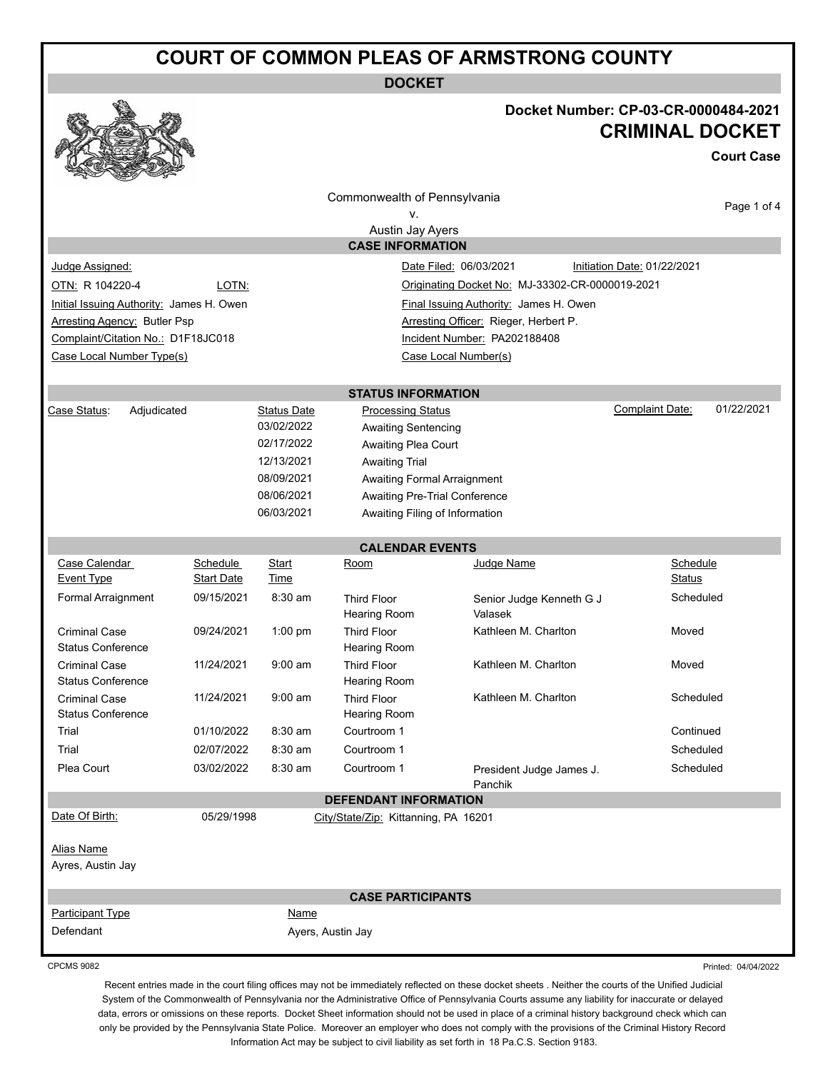# COURT OF COMMON PLEAS OF ARMSTRONG COUNTY

## DOCKET

**Docket Number: CP-03-CR-0000484-2021**

**CRIMINAL DOCKET**

**Court Case**

Commonwealth of Pennsylvania
v.
Austin Jay Ayers

### CASE INFORMATION

| | | | |
|---|---|---|---|
| Judge Assigned: | | Date Filed: 06/03/2021 | Initiation Date: 01/22/2021 |
| OTN: R 104220-4 | LOTN: | Originating Docket No: MJ-33302-CR-0000019-2021 | |
| Initial Issuing Authority: James H. Owen | | Final Issuing Authority: James H. Owen | |
| Arresting Agency: Butler Psp | | Arresting Officer: Rieger, Herbert P. | |
| Complaint/Citation No.: D1F18JC018 | | Incident Number: PA202188408 | |
| Case Local Number Type(s) | | Case Local Number(s) | |

### STATUS INFORMATION

Case Status: Adjudicated

Complaint Date: 01/22/2021

| Status Date | Processing Status |
|---|---|
| 03/02/2022 | Awaiting Sentencing |
| 02/17/2022 | Awaiting Plea Court |
| 12/13/2021 | Awaiting Trial |
| 08/09/2021 | Awaiting Formal Arraignment |
| 08/06/2021 | Awaiting Pre-Trial Conference |
| 06/03/2021 | Awaiting Filing of Information |

### CALENDAR EVENTS

| Case Calendar Event Type | Schedule Start Date | Start Time | Room | Judge Name | Schedule Status |
|---|---|---|---|---|---|
| Formal Arraignment | 09/15/2021 | 8:30 am | Third Floor Hearing Room | Senior Judge Kenneth G J Valasek | Scheduled |
| Criminal Case Status Conference | 09/24/2021 | 1:00 pm | Third Floor Hearing Room | Kathleen M. Charlton | Moved |
| Criminal Case Status Conference | 11/24/2021 | 9:00 am | Third Floor Hearing Room | Kathleen M. Charlton | Moved |
| Criminal Case Status Conference | 11/24/2021 | 9:00 am | Third Floor Hearing Room | Kathleen M. Charlton | Scheduled |
| Trial | 01/10/2022 | 8:30 am | Courtroom 1 | | Continued |
| Trial | 02/07/2022 | 8:30 am | Courtroom 1 | | Scheduled |
| Plea Court | 03/02/2022 | 8:30 am | Courtroom 1 | President Judge James J. Panchik | Scheduled |

### DEFENDANT INFORMATION

Date Of Birth: 05/29/1998 City/State/Zip: Kittanning, PA 16201

Alias Name
Ayres, Austin Jay

### CASE PARTICIPANTS

| Participant Type | Name |
|---|---|
| Defendant | Ayers, Austin Jay |

CPCMS 9082 Printed: 04/04/2022

Recent entries made in the court filing offices may not be immediately reflected on these docket sheets . Neither the courts of the Unified Judicial System of the Commonwealth of Pennsylvania nor the Administrative Office of Pennsylvania Courts assume any liability for inaccurate or delayed data, errors or omissions on these reports. Docket Sheet information should not be used in place of a criminal history background check which can only be provided by the Pennsylvania State Police. Moreover an employer who does not comply with the provisions of the Criminal History Record Information Act may be subject to civil liability as set forth in 18 Pa.C.S. Section 9183.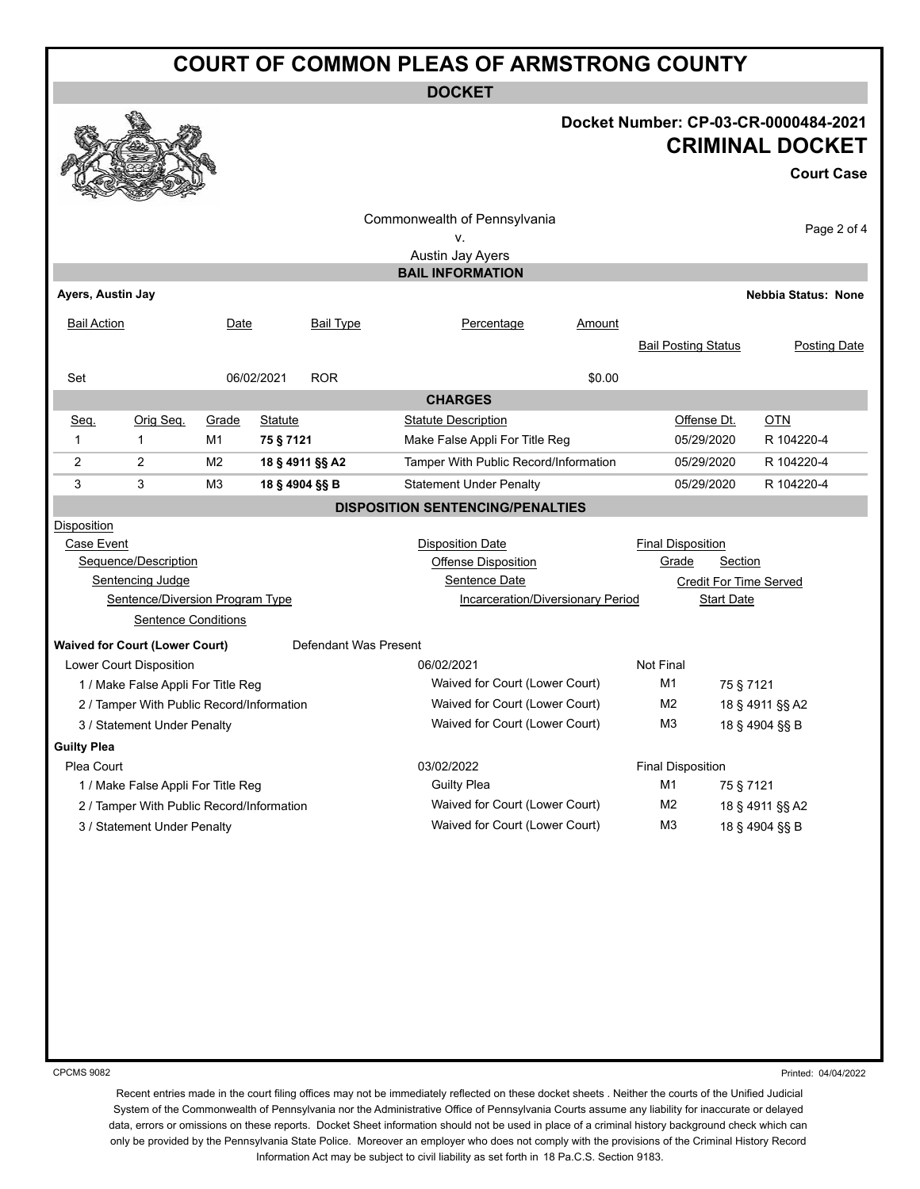# COURT OF COMMON PLEAS OF ARMSTRONG COUNTY

**DOCKET**

**Docket Number: CP-03-CR-0000484-2021**

## CRIMINAL DOCKET

**Court Case**

Commonwealth of Pennsylvania
v.
Austin Jay Ayers

### BAIL INFORMATION

**Ayers, Austin Jay** — **Nebbia Status: None**

| Bail Action | Date | Bail Type | Percentage | Amount | Bail Posting Status | Posting Date |
|---|---|---|---|---|---|---|
| Set | 06/02/2021 | ROR | | $0.00 | | |

### CHARGES

| Seq. | Orig Seq. | Grade | Statute | Statute Description | Offense Dt. | OTN |
|---|---|---|---|---|---|---|
| 1 | 1 | M1 | **75 § 7121** | Make False Appli For Title Reg | 05/29/2020 | R 104220-4 |
| 2 | 2 | M2 | **18 § 4911 §§ A2** | Tamper With Public Record/Information | 05/29/2020 | R 104220-4 |
| 3 | 3 | M3 | **18 § 4904 §§ B** | Statement Under Penalty | 05/29/2020 | R 104220-4 |

### DISPOSITION SENTENCING/PENALTIES

Disposition
- Case Event
  - Sequence/Description
    - Sentencing Judge
      - Sentence/Diversion Program Type
        - Sentence Conditions

Disposition Date / Offense Disposition / Sentence Date / Incarceration/Diversionary Period

Final Disposition / Grade / Section / Credit For Time Served / Start Date

**Waived for Court (Lower Court)** — Defendant Was Present

| Lower Court Disposition | 06/02/2021 | Not Final | |
|---|---|---|---|
| 1 / Make False Appli For Title Reg | Waived for Court (Lower Court) | M1 | 75 § 7121 |
| 2 / Tamper With Public Record/Information | Waived for Court (Lower Court) | M2 | 18 § 4911 §§ A2 |
| 3 / Statement Under Penalty | Waived for Court (Lower Court) | M3 | 18 § 4904 §§ B |

**Guilty Plea**

| Plea Court | 03/02/2022 | Final Disposition | |
|---|---|---|---|
| 1 / Make False Appli For Title Reg | Guilty Plea | M1 | 75 § 7121 |
| 2 / Tamper With Public Record/Information | Waived for Court (Lower Court) | M2 | 18 § 4911 §§ A2 |
| 3 / Statement Under Penalty | Waived for Court (Lower Court) | M3 | 18 § 4904 §§ B |

CPCMS 9082 — Printed: 04/04/2022

Recent entries made in the court filing offices may not be immediately reflected on these docket sheets . Neither the courts of the Unified Judicial System of the Commonwealth of Pennsylvania nor the Administrative Office of Pennsylvania Courts assume any liability for inaccurate or delayed data, errors or omissions on these reports. Docket Sheet information should not be used in place of a criminal history background check which can only be provided by the Pennsylvania State Police. Moreover an employer who does not comply with the provisions of the Criminal History Record Information Act may be subject to civil liability as set forth in 18 Pa.C.S. Section 9183.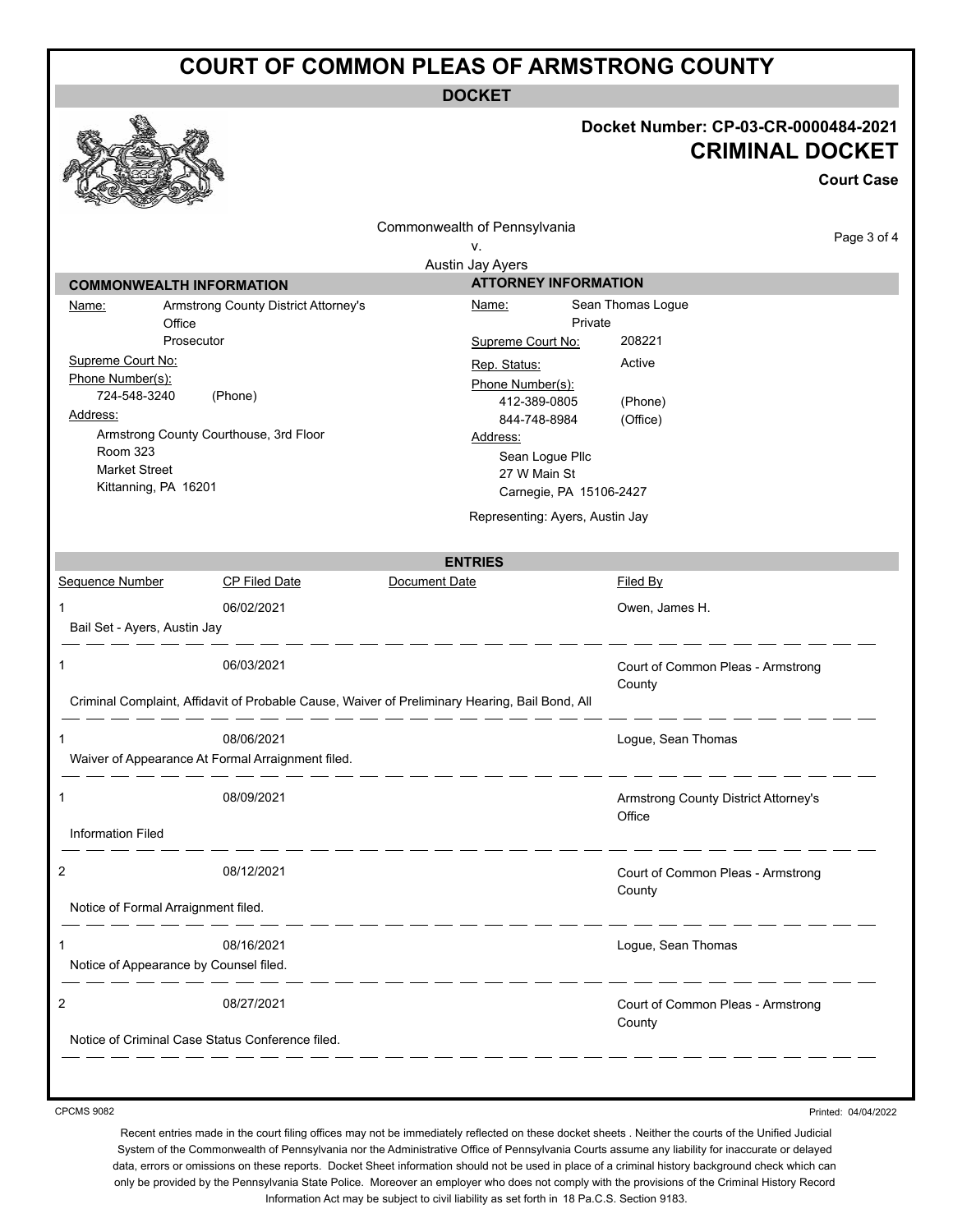# COURT OF COMMON PLEAS OF ARMSTRONG COUNTY

## DOCKET

**Docket Number: CP-03-CR-0000484-2021**

**CRIMINAL DOCKET**

**Court Case**

Commonwealth of Pennsylvania
v.
Austin Jay Ayers

| COMMONWEALTH INFORMATION | | ATTORNEY INFORMATION | |
|---|---|---|---|
| Name: | Armstrong County District Attorney's Office<br>Prosecutor | Name: | Sean Thomas Logue<br>Private |
| Supreme Court No: | | Supreme Court No: | 208221 |
| Phone Number(s): | 724-548-3240 (Phone) | Rep. Status: | Active |
| Address: | Armstrong County Courthouse, 3rd Floor<br>Room 323<br>Market Street<br>Kittanning, PA 16201 | Phone Number(s): | 412-389-0805 (Phone)<br>844-748-8984 (Office) |
| | | Address: | Sean Logue Pllc<br>27 W Main St<br>Carnegie, PA 15106-2427 |
| | | | Representing: Ayers, Austin Jay |

## ENTRIES

| Sequence Number | CP Filed Date | Document Date | Filed By |
|---|---|---|---|
| 1 | 06/02/2021 | | Owen, James H. |
| Bail Set - Ayers, Austin Jay | | | |
| 1 | 06/03/2021 | | Court of Common Pleas - Armstrong County |
| Criminal Complaint, Affidavit of Probable Cause, Waiver of Preliminary Hearing, Bail Bond, All | | | |
| 1 | 08/06/2021 | | Logue, Sean Thomas |
| Waiver of Appearance At Formal Arraignment filed. | | | |
| 1 | 08/09/2021 | | Armstrong County District Attorney's Office |
| Information Filed | | | |
| 2 | 08/12/2021 | | Court of Common Pleas - Armstrong County |
| Notice of Formal Arraignment filed. | | | |
| 1 | 08/16/2021 | | Logue, Sean Thomas |
| Notice of Appearance by Counsel filed. | | | |
| 2 | 08/27/2021 | | Court of Common Pleas - Armstrong County |
| Notice of Criminal Case Status Conference filed. | | | |

CPCMS 9082

Printed: 04/04/2022

Recent entries made in the court filing offices may not be immediately reflected on these docket sheets . Neither the courts of the Unified Judicial System of the Commonwealth of Pennsylvania nor the Administrative Office of Pennsylvania Courts assume any liability for inaccurate or delayed data, errors or omissions on these reports. Docket Sheet information should not be used in place of a criminal history background check which can only be provided by the Pennsylvania State Police. Moreover an employer who does not comply with the provisions of the Criminal History Record Information Act may be subject to civil liability as set forth in 18 Pa.C.S. Section 9183.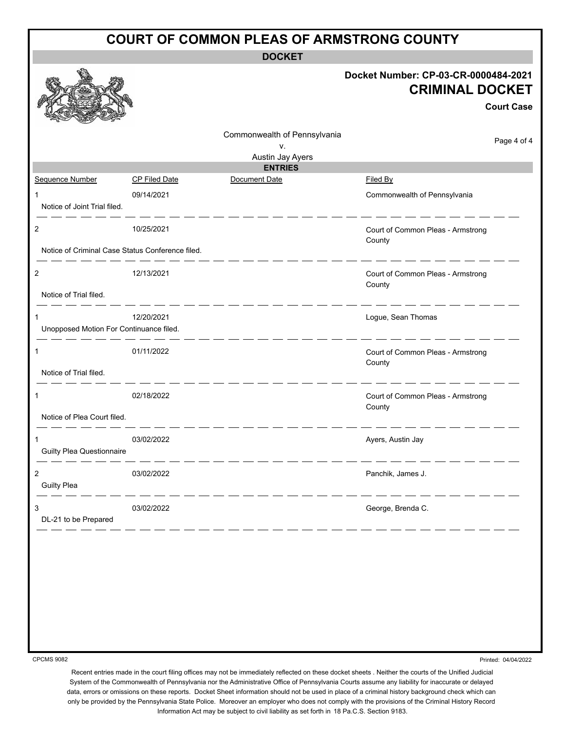# COURT OF COMMON PLEAS OF ARMSTRONG COUNTY

**DOCKET**

**Docket Number: CP-03-CR-0000484-2021**

**CRIMINAL DOCKET**

**Court Case**

Commonwealth of Pennsylvania
v.
Austin Jay Ayers

**ENTRIES**

| Sequence Number | CP Filed Date | Document Date | Filed By |
|---|---|---|---|
| 1 | 09/14/2021 | | Commonwealth of Pennsylvania |
| Notice of Joint Trial filed. | | | |
| 2 | 10/25/2021 | | Court of Common Pleas - Armstrong County |
| Notice of Criminal Case Status Conference filed. | | | |
| 2 | 12/13/2021 | | Court of Common Pleas - Armstrong County |
| Notice of Trial filed. | | | |
| 1 | 12/20/2021 | | Logue, Sean Thomas |
| Unopposed Motion For Continuance filed. | | | |
| 1 | 01/11/2022 | | Court of Common Pleas - Armstrong County |
| Notice of Trial filed. | | | |
| 1 | 02/18/2022 | | Court of Common Pleas - Armstrong County |
| Notice of Plea Court filed. | | | |
| 1 | 03/02/2022 | | Ayers, Austin Jay |
| Guilty Plea Questionnaire | | | |
| 2 | 03/02/2022 | | Panchik, James J. |
| Guilty Plea | | | |
| 3 | 03/02/2022 | | George, Brenda C. |
| DL-21 to be Prepared | | | |

CPCMS 9082

Printed: 04/04/2022

Recent entries made in the court filing offices may not be immediately reflected on these docket sheets . Neither the courts of the Unified Judicial System of the Commonwealth of Pennsylvania nor the Administrative Office of Pennsylvania Courts assume any liability for inaccurate or delayed data, errors or omissions on these reports. Docket Sheet information should not be used in place of a criminal history background check which can only be provided by the Pennsylvania State Police. Moreover an employer who does not comply with the provisions of the Criminal History Record Information Act may be subject to civil liability as set forth in 18 Pa.C.S. Section 9183.